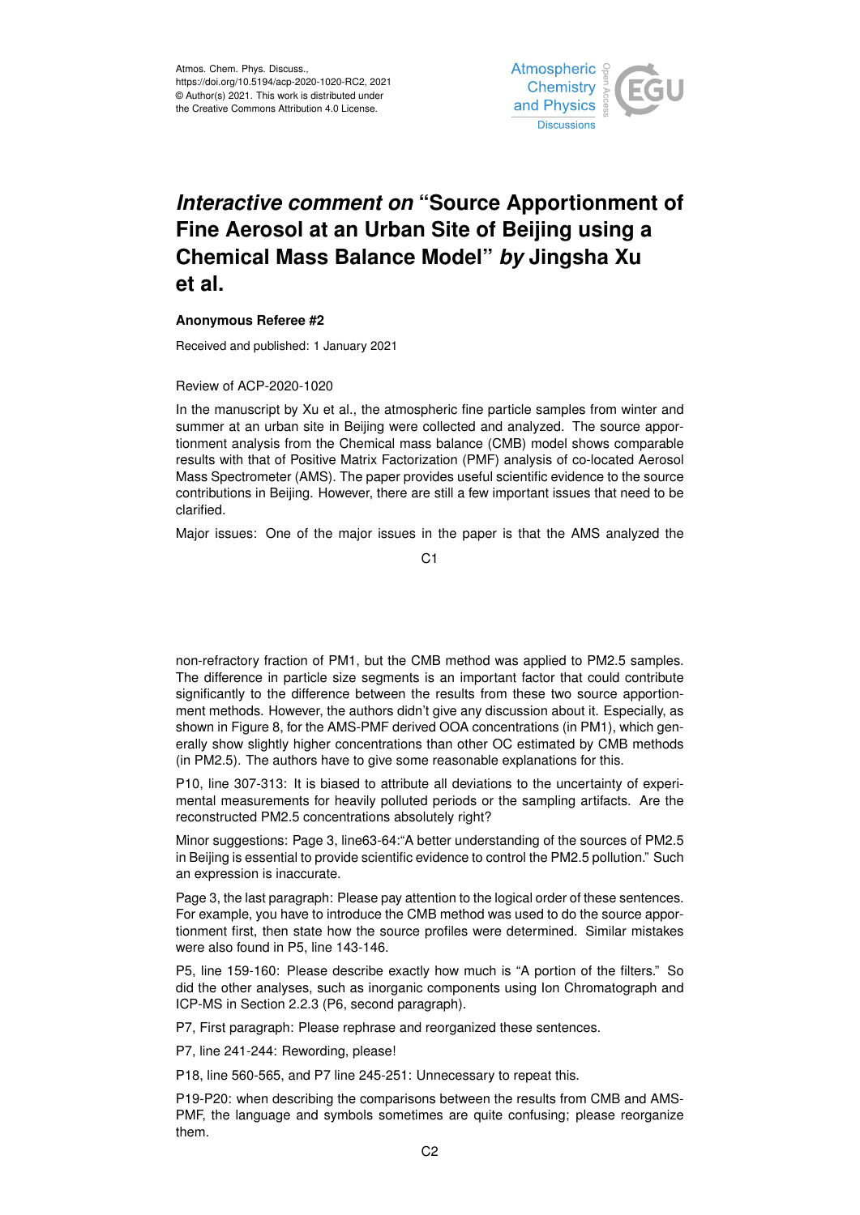Atmos. Chem. Phys. Discuss.,
https://doi.org/10.5194/acp-2020-1020-RC2, 2021
© Author(s) 2021. This work is distributed under
the Creative Commons Attribution 4.0 License.

# *Interactive comment on* "Source Apportionment of Fine Aerosol at an Urban Site of Beijing using a Chemical Mass Balance Model" *by* Jingsha Xu et al.

**Anonymous Referee #2**

Received and published: 1 January 2021

Review of ACP-2020-1020

In the manuscript by Xu et al., the atmospheric fine particle samples from winter and summer at an urban site in Beijing were collected and analyzed. The source apportionment analysis from the Chemical mass balance (CMB) model shows comparable results with that of Positive Matrix Factorization (PMF) analysis of co-located Aerosol Mass Spectrometer (AMS). The paper provides useful scientific evidence to the source contributions in Beijing. However, there are still a few important issues that need to be clarified.

Major issues: One of the major issues in the paper is that the AMS analyzed the non-refractory fraction of PM1, but the CMB method was applied to PM2.5 samples. The difference in particle size segments is an important factor that could contribute significantly to the difference between the results from these two source apportionment methods. However, the authors didn't give any discussion about it. Especially, as shown in Figure 8, for the AMS-PMF derived OOA concentrations (in PM1), which generally show slightly higher concentrations than other OC estimated by CMB methods (in PM2.5). The authors have to give some reasonable explanations for this.

P10, line 307-313: It is biased to attribute all deviations to the uncertainty of experimental measurements for heavily polluted periods or the sampling artifacts. Are the reconstructed PM2.5 concentrations absolutely right?

Minor suggestions: Page 3, line63-64:"A better understanding of the sources of PM2.5 in Beijing is essential to provide scientific evidence to control the PM2.5 pollution." Such an expression is inaccurate.

Page 3, the last paragraph: Please pay attention to the logical order of these sentences. For example, you have to introduce the CMB method was used to do the source apportionment first, then state how the source profiles were determined. Similar mistakes were also found in P5, line 143-146.

P5, line 159-160: Please describe exactly how much is "A portion of the filters." So did the other analyses, such as inorganic components using Ion Chromatograph and ICP-MS in Section 2.2.3 (P6, second paragraph).

P7, First paragraph: Please rephrase and reorganized these sentences.

P7, line 241-244: Rewording, please!

P18, line 560-565, and P7 line 245-251: Unnecessary to repeat this.

P19-P20: when describing the comparisons between the results from CMB and AMS-PMF, the language and symbols sometimes are quite confusing; please reorganize them.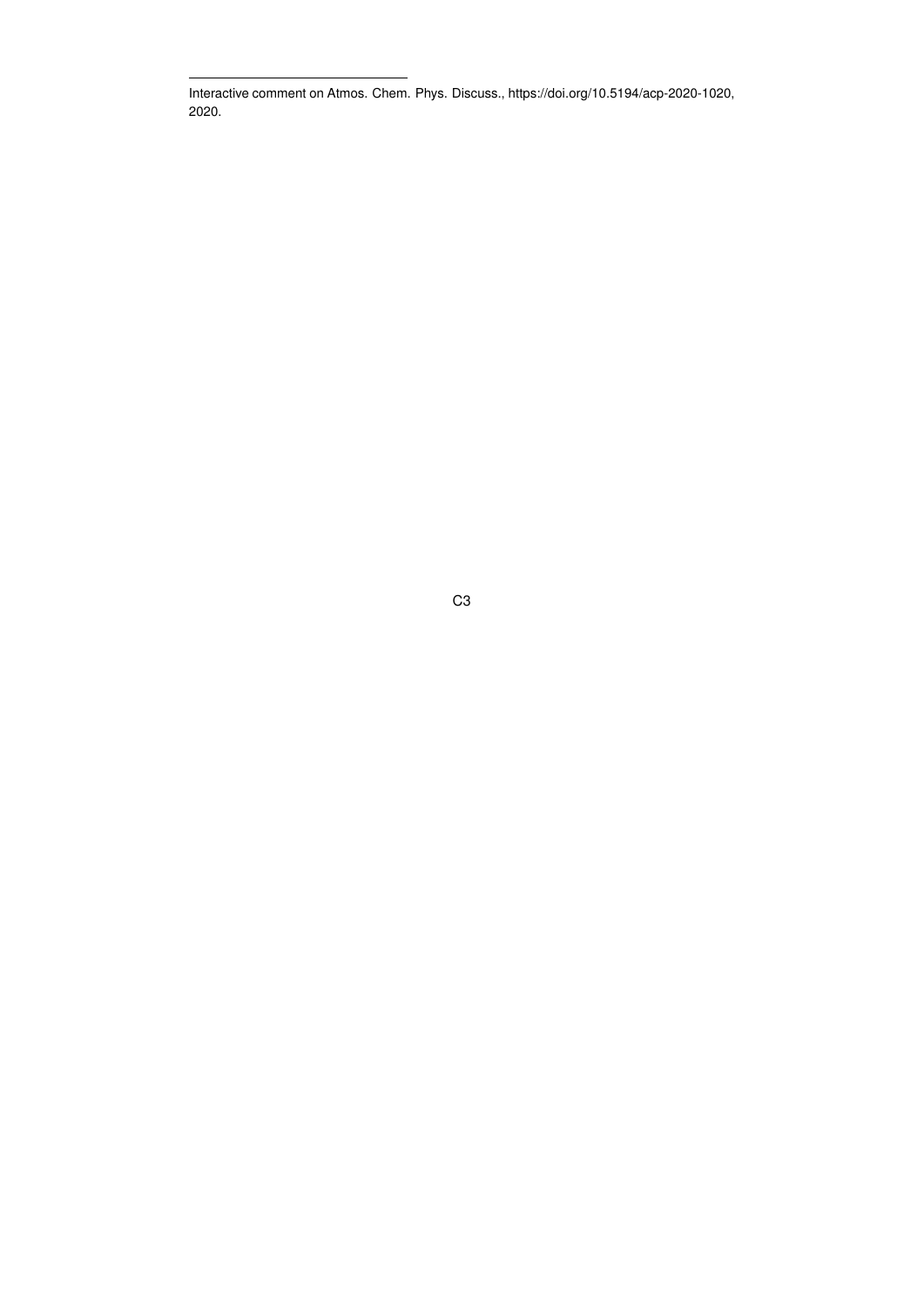Interactive comment on Atmos. Chem. Phys. Discuss., https://doi.org/10.5194/acp-2020-1020, 2020.